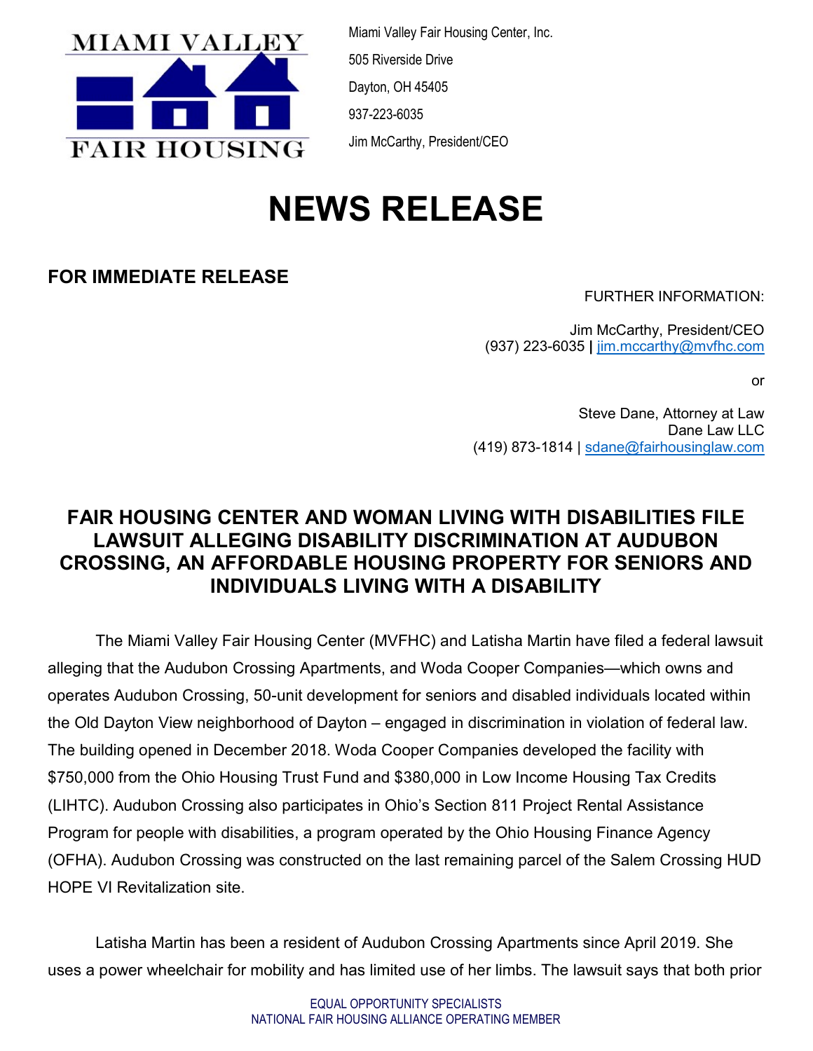MIAMI VALLEY FAIR HOUSING

Miami Valley Fair Housing Center, Inc.
505 Riverside Drive
Dayton, OH 45405
937-223-6035
Jim McCarthy, President/CEO

# NEWS RELEASE

**FOR IMMEDIATE RELEASE**

FURTHER INFORMATION:

Jim McCarthy, President/CEO
(937) 223-6035 | jim.mccarthy@mvfhc.com

or

Steve Dane, Attorney at Law
Dane Law LLC
(419) 873-1814 | sdane@fairhousinglaw.com

## FAIR HOUSING CENTER AND WOMAN LIVING WITH DISABILITIES FILE LAWSUIT ALLEGING DISABILITY DISCRIMINATION AT AUDUBON CROSSING, AN AFFORDABLE HOUSING PROPERTY FOR SENIORS AND INDIVIDUALS LIVING WITH A DISABILITY

The Miami Valley Fair Housing Center (MVFHC) and Latisha Martin have filed a federal lawsuit alleging that the Audubon Crossing Apartments, and Woda Cooper Companies—which owns and operates Audubon Crossing, 50-unit development for seniors and disabled individuals located within the Old Dayton View neighborhood of Dayton – engaged in discrimination in violation of federal law. The building opened in December 2018. Woda Cooper Companies developed the facility with $750,000 from the Ohio Housing Trust Fund and $380,000 in Low Income Housing Tax Credits (LIHTC). Audubon Crossing also participates in Ohio's Section 811 Project Rental Assistance Program for people with disabilities, a program operated by the Ohio Housing Finance Agency (OFHA). Audubon Crossing was constructed on the last remaining parcel of the Salem Crossing HUD HOPE VI Revitalization site.

Latisha Martin has been a resident of Audubon Crossing Apartments since April 2019. She uses a power wheelchair for mobility and has limited use of her limbs. The lawsuit says that both prior

EQUAL OPPORTUNITY SPECIALISTS
NATIONAL FAIR HOUSING ALLIANCE OPERATING MEMBER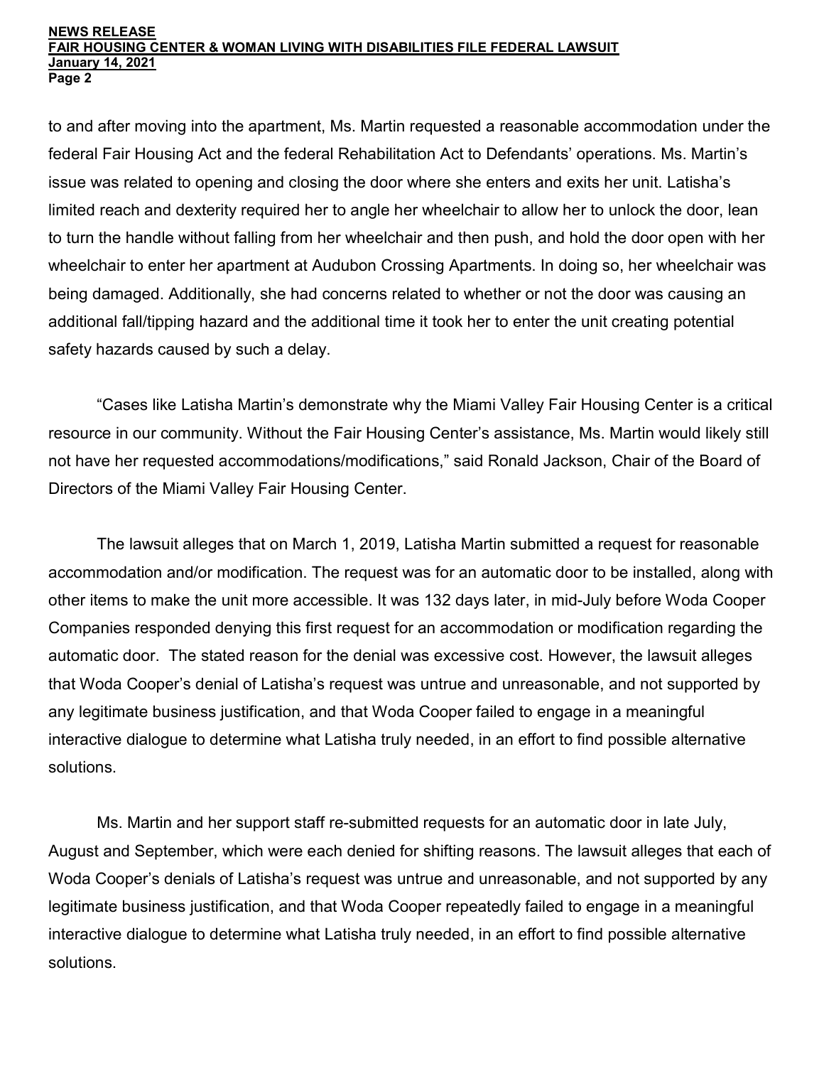to and after moving into the apartment, Ms. Martin requested a reasonable accommodation under the federal Fair Housing Act and the federal Rehabilitation Act to Defendants' operations. Ms. Martin's issue was related to opening and closing the door where she enters and exits her unit. Latisha's limited reach and dexterity required her to angle her wheelchair to allow her to unlock the door, lean to turn the handle without falling from her wheelchair and then push, and hold the door open with her wheelchair to enter her apartment at Audubon Crossing Apartments. In doing so, her wheelchair was being damaged. Additionally, she had concerns related to whether or not the door was causing an additional fall/tipping hazard and the additional time it took her to enter the unit creating potential safety hazards caused by such a delay.

"Cases like Latisha Martin's demonstrate why the Miami Valley Fair Housing Center is a critical resource in our community. Without the Fair Housing Center's assistance, Ms. Martin would likely still not have her requested accommodations/modifications," said Ronald Jackson, Chair of the Board of Directors of the Miami Valley Fair Housing Center.

The lawsuit alleges that on March 1, 2019, Latisha Martin submitted a request for reasonable accommodation and/or modification. The request was for an automatic door to be installed, along with other items to make the unit more accessible. It was 132 days later, in mid-July before Woda Cooper Companies responded denying this first request for an accommodation or modification regarding the automatic door. The stated reason for the denial was excessive cost. However, the lawsuit alleges that Woda Cooper's denial of Latisha's request was untrue and unreasonable, and not supported by any legitimate business justification, and that Woda Cooper failed to engage in a meaningful interactive dialogue to determine what Latisha truly needed, in an effort to find possible alternative solutions.

Ms. Martin and her support staff re-submitted requests for an automatic door in late July, August and September, which were each denied for shifting reasons. The lawsuit alleges that each of Woda Cooper's denials of Latisha's request was untrue and unreasonable, and not supported by any legitimate business justification, and that Woda Cooper repeatedly failed to engage in a meaningful interactive dialogue to determine what Latisha truly needed, in an effort to find possible alternative solutions.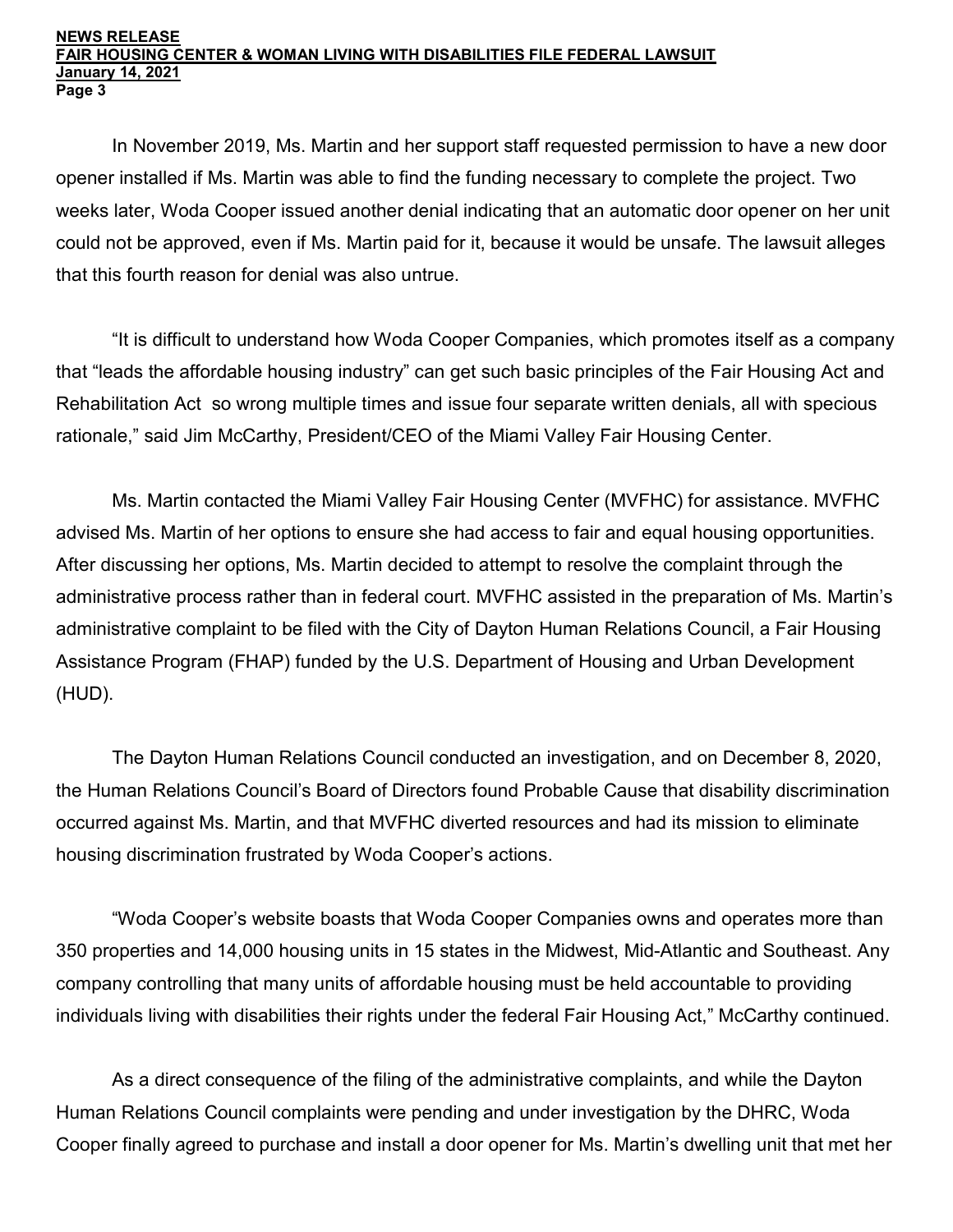In November 2019, Ms. Martin and her support staff requested permission to have a new door opener installed if Ms. Martin was able to find the funding necessary to complete the project. Two weeks later, Woda Cooper issued another denial indicating that an automatic door opener on her unit could not be approved, even if Ms. Martin paid for it, because it would be unsafe. The lawsuit alleges that this fourth reason for denial was also untrue.

"It is difficult to understand how Woda Cooper Companies, which promotes itself as a company that "leads the affordable housing industry" can get such basic principles of the Fair Housing Act and Rehabilitation Act so wrong multiple times and issue four separate written denials, all with specious rationale," said Jim McCarthy, President/CEO of the Miami Valley Fair Housing Center.

Ms. Martin contacted the Miami Valley Fair Housing Center (MVFHC) for assistance. MVFHC advised Ms. Martin of her options to ensure she had access to fair and equal housing opportunities. After discussing her options, Ms. Martin decided to attempt to resolve the complaint through the administrative process rather than in federal court. MVFHC assisted in the preparation of Ms. Martin's administrative complaint to be filed with the City of Dayton Human Relations Council, a Fair Housing Assistance Program (FHAP) funded by the U.S. Department of Housing and Urban Development (HUD).

The Dayton Human Relations Council conducted an investigation, and on December 8, 2020, the Human Relations Council's Board of Directors found Probable Cause that disability discrimination occurred against Ms. Martin, and that MVFHC diverted resources and had its mission to eliminate housing discrimination frustrated by Woda Cooper's actions.

"Woda Cooper's website boasts that Woda Cooper Companies owns and operates more than 350 properties and 14,000 housing units in 15 states in the Midwest, Mid-Atlantic and Southeast. Any company controlling that many units of affordable housing must be held accountable to providing individuals living with disabilities their rights under the federal Fair Housing Act," McCarthy continued.

As a direct consequence of the filing of the administrative complaints, and while the Dayton Human Relations Council complaints were pending and under investigation by the DHRC, Woda Cooper finally agreed to purchase and install a door opener for Ms. Martin's dwelling unit that met her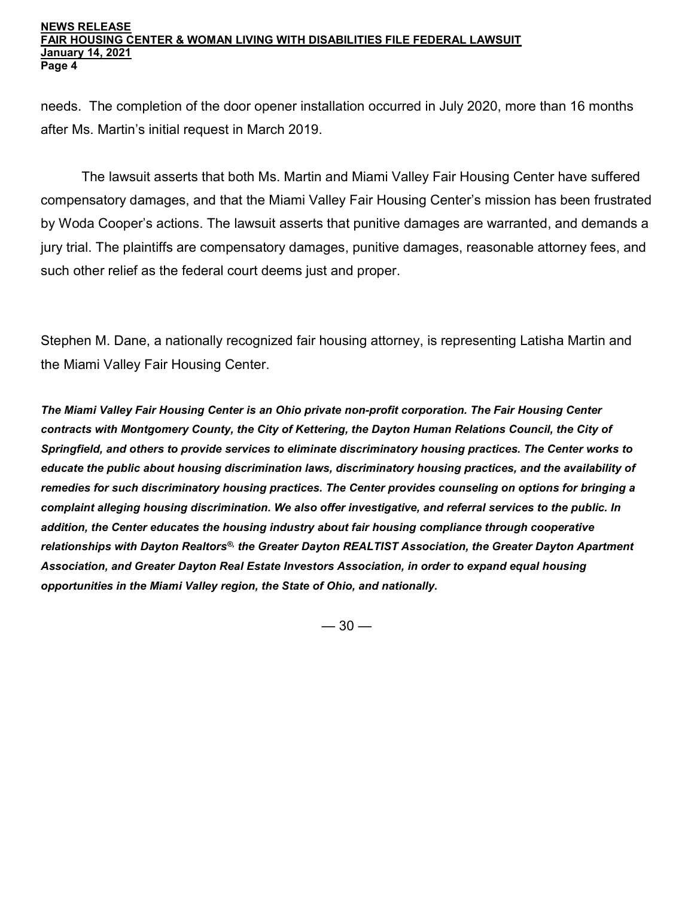needs. The completion of the door opener installation occurred in July 2020, more than 16 months after Ms. Martin's initial request in March 2019.

The lawsuit asserts that both Ms. Martin and Miami Valley Fair Housing Center have suffered compensatory damages, and that the Miami Valley Fair Housing Center's mission has been frustrated by Woda Cooper's actions. The lawsuit asserts that punitive damages are warranted, and demands a jury trial. The plaintiffs are compensatory damages, punitive damages, reasonable attorney fees, and such other relief as the federal court deems just and proper.

Stephen M. Dane, a nationally recognized fair housing attorney, is representing Latisha Martin and the Miami Valley Fair Housing Center.

***The Miami Valley Fair Housing Center is an Ohio private non-profit corporation. The Fair Housing Center contracts with Montgomery County, the City of Kettering, the Dayton Human Relations Council, the City of Springfield, and others to provide services to eliminate discriminatory housing practices. The Center works to educate the public about housing discrimination laws, discriminatory housing practices, and the availability of remedies for such discriminatory housing practices. The Center provides counseling on options for bringing a complaint alleging housing discrimination. We also offer investigative, and referral services to the public. In addition, the Center educates the housing industry about fair housing compliance through cooperative relationships with Dayton Realtors®, the Greater Dayton REALTIST Association, the Greater Dayton Apartment Association, and Greater Dayton Real Estate Investors Association, in order to expand equal housing opportunities in the Miami Valley region, the State of Ohio, and nationally.***

— 30 —